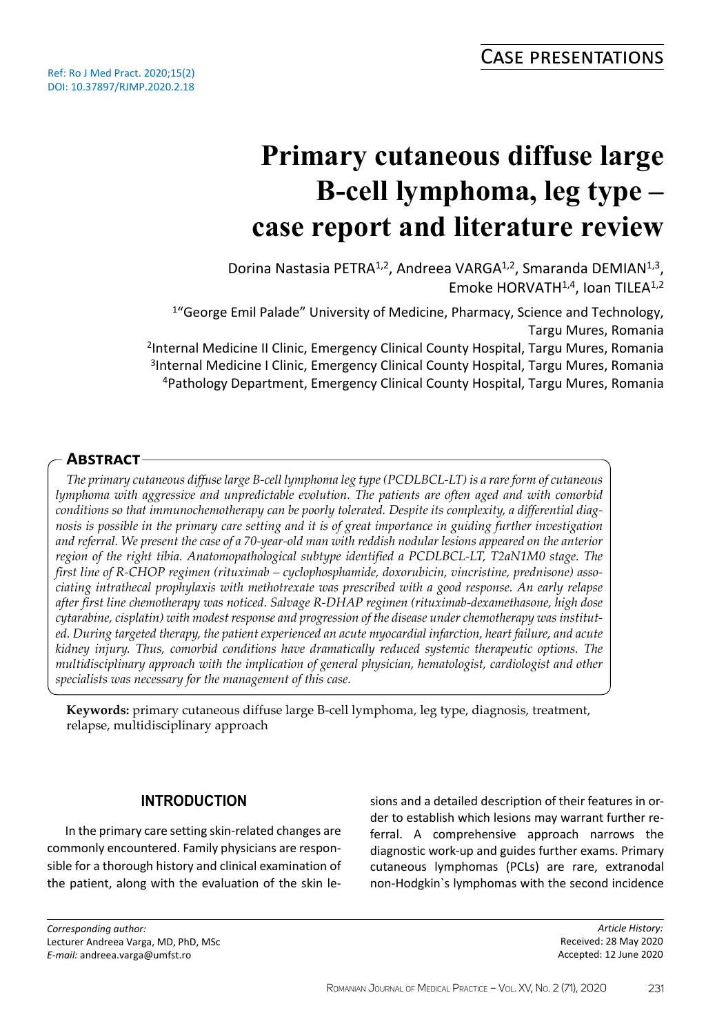Case presentations

Ref: Ro J Med Pract. 2020;15(2)
DOI: 10.37897/RJMP.2020.2.18

# Primary cutaneous diffuse large B-cell lymphoma, leg type – case report and literature review

Dorina Nastasia PETRA[1,2], Andreea VARGA[1,2], Smaranda DEMIAN[1,3], Emoke HORVATH[1,4], Ioan TILEA[1,2]

[1]"George Emil Palade" University of Medicine, Pharmacy, Science and Technology, Targu Mures, Romania
[2]Internal Medicine II Clinic, Emergency Clinical County Hospital, Targu Mures, Romania
[3]Internal Medicine I Clinic, Emergency Clinical County Hospital, Targu Mures, Romania
[4]Pathology Department, Emergency Clinical County Hospital, Targu Mures, Romania

## Abstract

*The primary cutaneous diffuse large B-cell lymphoma leg type (PCDLBCL-LT) is a rare form of cutaneous lymphoma with aggressive and unpredictable evolution. The patients are often aged and with comorbid conditions so that immunochemotherapy can be poorly tolerated. Despite its complexity, a differential diagnosis is possible in the primary care setting and it is of great importance in guiding further investigation and referral. We present the case of a 70-year-old man with reddish nodular lesions appeared on the anterior region of the right tibia. Anatomopathological subtype identified a PCDLBCL-LT, T2aN1M0 stage. The first line of R-CHOP regimen (rituximab – cyclophosphamide, doxorubicin, vincristine, prednisone) associating intrathecal prophylaxis with methotrexate was prescribed with a good response. An early relapse after first line chemotherapy was noticed. Salvage R-DHAP regimen (rituximab-dexamethasone, high dose cytarabine, cisplatin) with modest response and progression of the disease under chemotherapy was instituted. During targeted therapy, the patient experienced an acute myocardial infarction, heart failure, and acute kidney injury. Thus, comorbid conditions have dramatically reduced systemic therapeutic options. The multidisciplinary approach with the implication of general physician, hematologist, cardiologist and other specialists was necessary for the management of this case.*

**Keywords:** primary cutaneous diffuse large B-cell lymphoma, leg type, diagnosis, treatment, relapse, multidisciplinary approach

## INTRODUCTION

In the primary care setting skin-related changes are commonly encountered. Family physicians are responsible for a thorough history and clinical examination of the patient, along with the evaluation of the skin lesions and a detailed description of their features in order to establish which lesions may warrant further referral. A comprehensive approach narrows the diagnostic work-up and guides further exams. Primary cutaneous lymphomas (PCLs) are rare, extranodal non-Hodgkin`s lymphomas with the second incidence

*Corresponding author:*
Lecturer Andreea Varga, MD, PhD, MSc
*E-mail:* andreea.varga@umfst.ro

*Article History:*
Received: 28 May 2020
Accepted: 12 June 2020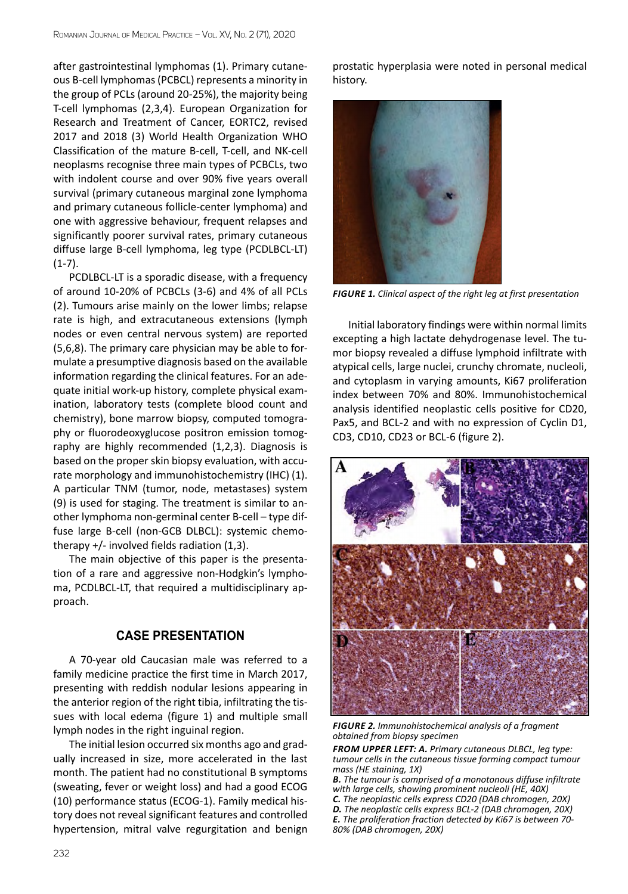after gastrointestinal lymphomas (1). Primary cutaneous B-cell lymphomas (PCBCL) represents a minority in the group of PCLs (around 20-25%), the majority being T-cell lymphomas (2,3,4). European Organization for Research and Treatment of Cancer, EORTC2, revised 2017 and 2018 (3) World Health Organization WHO Classification of the mature B-cell, T-cell, and NK-cell neoplasms recognise three main types of PCBCLs, two with indolent course and over 90% five years overall survival (primary cutaneous marginal zone lymphoma and primary cutaneous follicle-center lymphoma) and one with aggressive behaviour, frequent relapses and significantly poorer survival rates, primary cutaneous diffuse large B-cell lymphoma, leg type (PCDLBCL-LT) (1-7).

PCDLBCL-LT is a sporadic disease, with a frequency of around 10-20% of PCBCLs (3-6) and 4% of all PCLs (2). Tumours arise mainly on the lower limbs; relapse rate is high, and extracutaneous extensions (lymph nodes or even central nervous system) are reported (5,6,8). The primary care physician may be able to formulate a presumptive diagnosis based on the available information regarding the clinical features. For an adequate initial work-up history, complete physical examination, laboratory tests (complete blood count and chemistry), bone marrow biopsy, computed tomography or fluorodeoxyglucose positron emission tomography are highly recommended (1,2,3). Diagnosis is based on the proper skin biopsy evaluation, with accurate morphology and immunohistochemistry (IHC) (1). A particular TNM (tumor, node, metastases) system (9) is used for staging. The treatment is similar to another lymphoma non-germinal center B-cell – type diffuse large B-cell (non-GCB DLBCL): systemic chemotherapy +/- involved fields radiation (1,3).

The main objective of this paper is the presentation of a rare and aggressive non-Hodgkin's lymphoma, PCDLBCL-LT, that required a multidisciplinary approach.

## CASE PRESENTATION

A 70-year old Caucasian male was referred to a family medicine practice the first time in March 2017, presenting with reddish nodular lesions appearing in the anterior region of the right tibia, infiltrating the tissues with local edema (figure 1) and multiple small lymph nodes in the right inguinal region.

The initial lesion occurred six months ago and gradually increased in size, more accelerated in the last month. The patient had no constitutional B symptoms (sweating, fever or weight loss) and had a good ECOG (10) performance status (ECOG-1). Family medical history does not reveal significant features and controlled hypertension, mitral valve regurgitation and benign prostatic hyperplasia were noted in personal medical history.

***FIGURE 1.*** *Clinical aspect of the right leg at first presentation*

Initial laboratory findings were within normal limits excepting a high lactate dehydrogenase level. The tumor biopsy revealed a diffuse lymphoid infiltrate with atypical cells, large nuclei, crunchy chromate, nucleoli, and cytoplasm in varying amounts, Ki67 proliferation index between 70% and 80%. Immunohistochemical analysis identified neoplastic cells positive for CD20, Pax5, and BCL-2 and with no expression of Cyclin D1, CD3, CD10, CD23 or BCL-6 (figure 2).

***FIGURE 2.*** *Immunohistochemical analysis of a fragment obtained from biopsy specimen*

***FROM UPPER LEFT: A.*** *Primary cutaneous DLBCL, leg type: tumour cells in the cutaneous tissue forming compact tumour mass (HE staining, 1X)*

***B.*** *The tumour is comprised of a monotonous diffuse infiltrate with large cells, showing prominent nucleoli (HE, 40X)*

***C.*** *The neoplastic cells express CD20 (DAB chromogen, 20X)*

***D.*** *The neoplastic cells express BCL-2 (DAB chromogen, 20X)*

***E.*** *The proliferation fraction detected by Ki67 is between 70-80% (DAB chromogen, 20X)*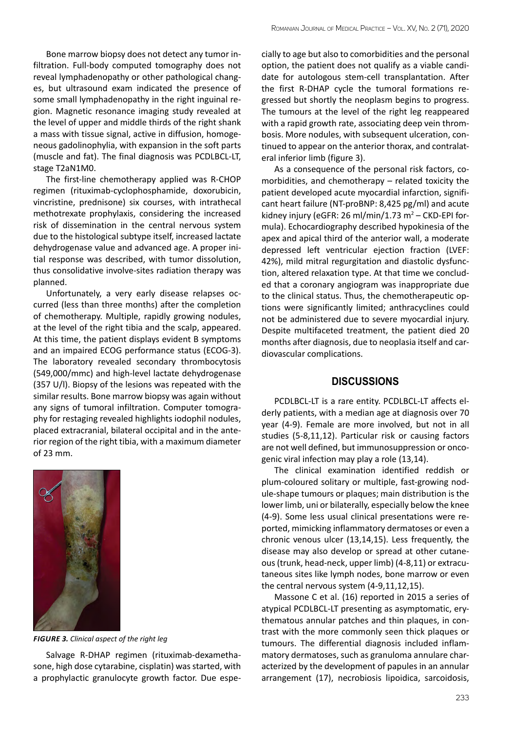Bone marrow biopsy does not detect any tumor infiltration. Full-body computed tomography does not reveal lymphadenopathy or other pathological changes, but ultrasound exam indicated the presence of some small lymphadenopathy in the right inguinal region. Magnetic resonance imaging study revealed at the level of upper and middle thirds of the right shank a mass with tissue signal, active in diffusion, homogeneous gadolinophylia, with expansion in the soft parts (muscle and fat). The final diagnosis was PCDLBCL-LT, stage T2aN1M0.

The first-line chemotherapy applied was R-CHOP regimen (rituximab-cyclophosphamide, doxorubicin, vincristine, prednisone) six courses, with intrathecal methotrexate prophylaxis, considering the increased risk of dissemination in the central nervous system due to the histological subtype itself, increased lactate dehydrogenase value and advanced age. A proper initial response was described, with tumor dissolution, thus consolidative involve-sites radiation therapy was planned.

Unfortunately, a very early disease relapses occurred (less than three months) after the completion of chemotherapy. Multiple, rapidly growing nodules, at the level of the right tibia and the scalp, appeared. At this time, the patient displays evident B symptoms and an impaired ECOG performance status (ECOG-3). The laboratory revealed secondary thrombocytosis (549,000/mmc) and high-level lactate dehydrogenase (357 U/l). Biopsy of the lesions was repeated with the similar results. Bone marrow biopsy was again without any signs of tumoral infiltration. Computer tomography for restaging revealed highlights iodophil nodules, placed extracranial, bilateral occipital and in the anterior region of the right tibia, with a maximum diameter of 23 mm.

*FIGURE 3. Clinical aspect of the right leg*

Salvage R-DHAP regimen (rituximab-dexamethasone, high dose cytarabine, cisplatin) was started, with a prophylactic granulocyte growth factor. Due especially to age but also to comorbidities and the personal option, the patient does not qualify as a viable candidate for autologous stem-cell transplantation. After the first R-DHAP cycle the tumoral formations regressed but shortly the neoplasm begins to progress. The tumours at the level of the right leg reappeared with a rapid growth rate, associating deep vein thrombosis. More nodules, with subsequent ulceration, continued to appear on the anterior thorax, and contralateral inferior limb (figure 3).

As a consequence of the personal risk factors, comorbidities, and chemotherapy – related toxicity the patient developed acute myocardial infarction, significant heart failure (NT-proBNP: 8,425 pg/ml) and acute kidney injury (eGFR: 26 ml/min/1.73 $m^2$ – CKD-EPI formula). Echocardiography described hypokinesia of the apex and apical third of the anterior wall, a moderate depressed left ventricular ejection fraction (LVEF: 42%), mild mitral regurgitation and diastolic dysfunction, altered relaxation type. At that time we concluded that a coronary angiogram was inappropriate due to the clinical status. Thus, the chemotherapeutic options were significantly limited; anthracyclines could not be administered due to severe myocardial injury. Despite multifaceted treatment, the patient died 20 months after diagnosis, due to neoplasia itself and cardiovascular complications.

## DISCUSSIONS

PCDLBCL-LT is a rare entity. PCDLBCL-LT affects elderly patients, with a median age at diagnosis over 70 year (4-9). Female are more involved, but not in all studies (5-8,11,12). Particular risk or causing factors are not well defined, but immunosuppression or oncogenic viral infection may play a role (13,14).

The clinical examination identified reddish or plum-coloured solitary or multiple, fast-growing nodule-shape tumours or plaques; main distribution is the lower limb, uni or bilaterally, especially below the knee (4-9). Some less usual clinical presentations were reported, mimicking inflammatory dermatoses or even a chronic venous ulcer (13,14,15). Less frequently, the disease may also develop or spread at other cutaneous (trunk, head-neck, upper limb) (4-8,11) or extracutaneous sites like lymph nodes, bone marrow or even the central nervous system (4-9,11,12,15).

Massone C et al. (16) reported in 2015 a series of atypical PCDLBCL-LT presenting as asymptomatic, erythematous annular patches and thin plaques, in contrast with the more commonly seen thick plaques or tumours. The differential diagnosis included inflammatory dermatoses, such as granuloma annulare characterized by the development of papules in an annular arrangement (17), necrobiosis lipoidica, sarcoidosis,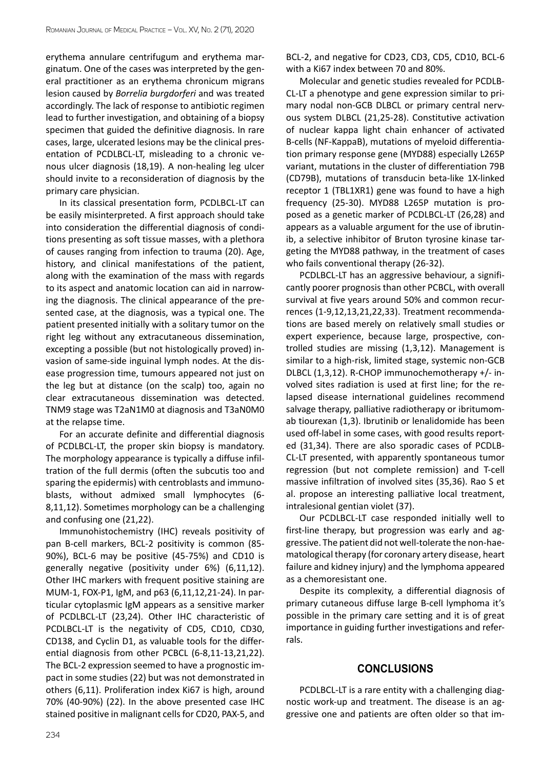erythema annulare centrifugum and erythema marginatum. One of the cases was interpreted by the general practitioner as an erythema chronicum migrans lesion caused by *Borrelia burgdorferi* and was treated accordingly. The lack of response to antibiotic regimen lead to further investigation, and obtaining of a biopsy specimen that guided the definitive diagnosis. In rare cases, large, ulcerated lesions may be the clinical presentation of PCDLBCL-LT, misleading to a chronic venous ulcer diagnosis (18,19). A non-healing leg ulcer should invite to a reconsideration of diagnosis by the primary care physician.

In its classical presentation form, PCDLBCL-LT can be easily misinterpreted. A first approach should take into consideration the differential diagnosis of conditions presenting as soft tissue masses, with a plethora of causes ranging from infection to trauma (20). Age, history, and clinical manifestations of the patient, along with the examination of the mass with regards to its aspect and anatomic location can aid in narrowing the diagnosis. The clinical appearance of the presented case, at the diagnosis, was a typical one. The patient presented initially with a solitary tumor on the right leg without any extracutaneous dissemination, excepting a possible (but not histologically proved) invasion of same-side inguinal lymph nodes. At the disease progression time, tumours appeared not just on the leg but at distance (on the scalp) too, again no clear extracutaneous dissemination was detected. TNM9 stage was T2aN1M0 at diagnosis and T3aN0M0 at the relapse time.

For an accurate definite and differential diagnosis of PCDLBCL-LT, the proper skin biopsy is mandatory. The morphology appearance is typically a diffuse infiltration of the full dermis (often the subcutis too and sparing the epidermis) with centroblasts and immunoblasts, without admixed small lymphocytes (6-8,11,12). Sometimes morphology can be a challenging and confusing one (21,22).

Immunohistochemistry (IHC) reveals positivity of pan B-cell markers, BCL-2 positivity is common (85-90%), BCL-6 may be positive (45-75%) and CD10 is generally negative (positivity under 6%) (6,11,12). Other IHC markers with frequent positive staining are MUM-1, FOX-P1, IgM, and p63 (6,11,12,21-24). In particular cytoplasmic IgM appears as a sensitive marker of PCDLBCL-LT (23,24). Other IHC characteristic of PCDLBCL-LT is the negativity of CD5, CD10, CD30, CD138, and Cyclin D1, as valuable tools for the differential diagnosis from other PCBCL (6-8,11-13,21,22). The BCL-2 expression seemed to have a prognostic impact in some studies (22) but was not demonstrated in others (6,11). Proliferation index Ki67 is high, around 70% (40-90%) (22). In the above presented case IHC stained positive in malignant cells for CD20, PAX-5, and BCL-2, and negative for CD23, CD3, CD5, CD10, BCL-6 with a Ki67 index between 70 and 80%.

Molecular and genetic studies revealed for PCDLBCL-LT a phenotype and gene expression similar to primary nodal non-GCB DLBCL or primary central nervous system DLBCL (21,25-28). Constitutive activation of nuclear kappa light chain enhancer of activated B-cells (NF-KappaB), mutations of myeloid differentiation primary response gene (MYD88) especially L265P variant, mutations in the cluster of differentiation 79B (CD79B), mutations of transducin beta-like 1X-linked receptor 1 (TBL1XR1) gene was found to have a high frequency (25-30). MYD88 L265P mutation is proposed as a genetic marker of PCDLBCL-LT (26,28) and appears as a valuable argument for the use of ibrutinib, a selective inhibitor of Bruton tyrosine kinase targeting the MYD88 pathway, in the treatment of cases who fails conventional therapy (26-32).

PCDLBCL-LT has an aggressive behaviour, a significantly poorer prognosis than other PCBCL, with overall survival at five years around 50% and common recurrences (1-9,12,13,21,22,33). Treatment recommendations are based merely on relatively small studies or expert experience, because large, prospective, controlled studies are missing (1,3,12). Management is similar to a high-risk, limited stage, systemic non-GCB DLBCL (1,3,12). R-CHOP immunochemotherapy +/- involved sites radiation is used at first line; for the relapsed disease international guidelines recommend salvage therapy, palliative radiotherapy or ibritumomab tiourexan (1,3). Ibrutinib or lenalidomide has been used off-label in some cases, with good results reported (31,34). There are also sporadic cases of PCDLBCL-LT presented, with apparently spontaneous tumor regression (but not complete remission) and T-cell massive infiltration of involved sites (35,36). Rao S et al. propose an interesting palliative local treatment, intralesional gentian violet (37).

Our PCDLBCL-LT case responded initially well to first-line therapy, but progression was early and aggressive. The patient did not well-tolerate the non-haematological therapy (for coronary artery disease, heart failure and kidney injury) and the lymphoma appeared as a chemoresistant one.

Despite its complexity, a differential diagnosis of primary cutaneous diffuse large B-cell lymphoma it's possible in the primary care setting and it is of great importance in guiding further investigations and referrals.

## CONCLUSIONS

PCDLBCL-LT is a rare entity with a challenging diagnostic work-up and treatment. The disease is an aggressive one and patients are often older so that im-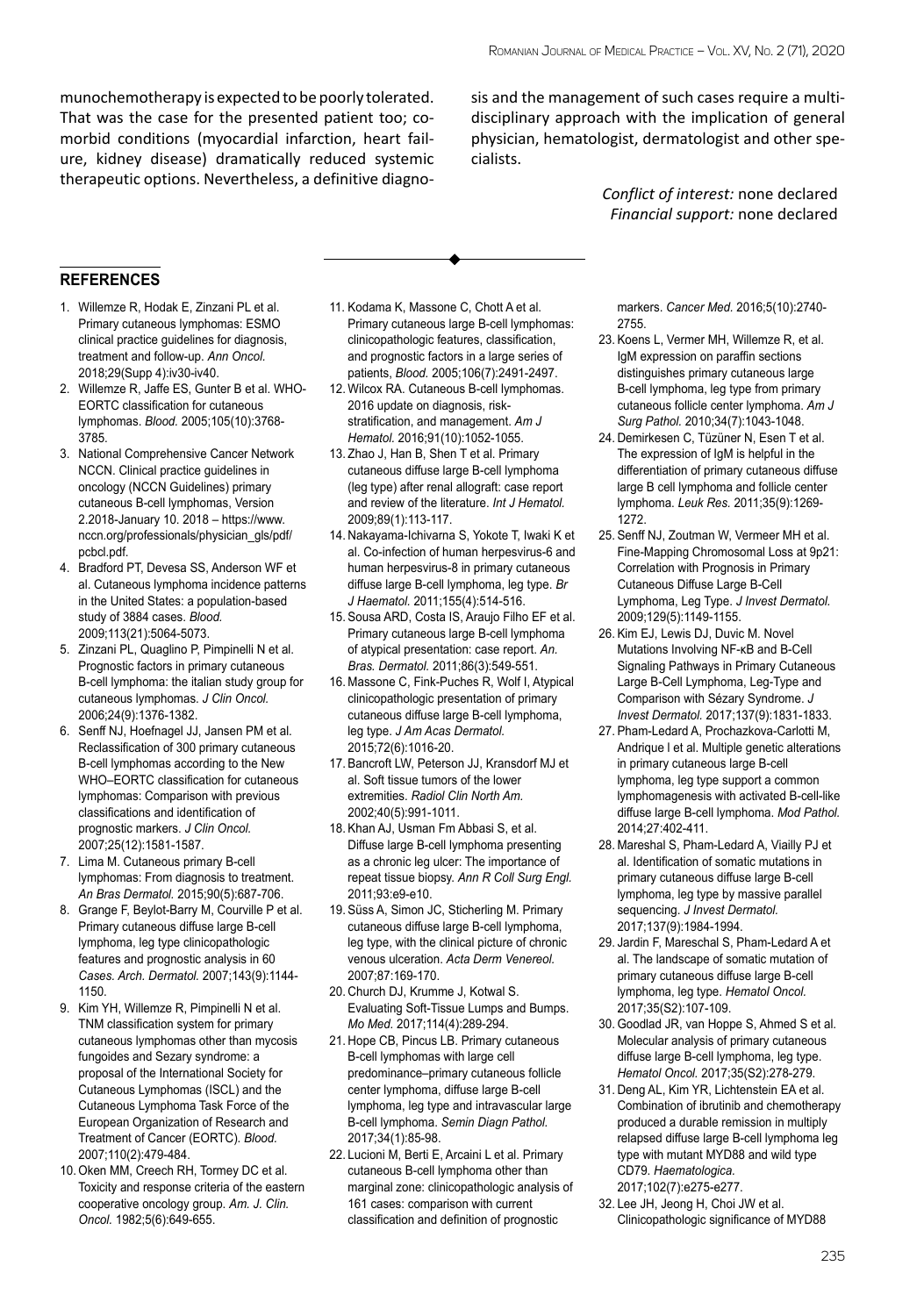munochemotherapy is expected to be poorly tolerated. That was the case for the presented patient too; comorbid conditions (myocardial infarction, heart failure, kidney disease) dramatically reduced systemic therapeutic options. Nevertheless, a definitive diagnosis and the management of such cases require a multidisciplinary approach with the implication of general physician, hematologist, dermatologist and other specialists.

*Conflict of interest:* none declared
*Financial support:* none declared

## REFERENCES

1. Willemze R, Hodak E, Zinzani PL et al. Primary cutaneous lymphomas: ESMO clinical practice guidelines for diagnosis, treatment and follow-up. *Ann Oncol.* 2018;29(Supp 4):iv30-iv40.
2. Willemze R, Jaffe ES, Gunter B et al. WHO-EORTC classification for cutaneous lymphomas. *Blood.* 2005;105(10):3768-3785.
3. National Comprehensive Cancer Network NCCN. Clinical practice guidelines in oncology (NCCN Guidelines) primary cutaneous B-cell lymphomas, Version 2.2018-January 10. 2018 – https://www.nccn.org/professionals/physician_gls/pdf/pcbcl.pdf.
4. Bradford PT, Devesa SS, Anderson WF et al. Cutaneous lymphoma incidence patterns in the United States: a population-based study of 3884 cases. *Blood.* 2009;113(21):5064-5073.
5. Zinzani PL, Quaglino P, Pimpinelli N et al. Prognostic factors in primary cutaneous B-cell lymphoma: the italian study group for cutaneous lymphomas. *J Clin Oncol.* 2006;24(9):1376-1382.
6. Senff NJ, Hoefnagel JJ, Jansen PM et al. Reclassification of 300 primary cutaneous B-cell lymphomas according to the New WHO–EORTC classification for cutaneous lymphomas: Comparison with previous classifications and identification of prognostic markers. *J Clin Oncol.* 2007;25(12):1581-1587.
7. Lima M. Cutaneous primary B-cell lymphomas: From diagnosis to treatment. *An Bras Dermatol.* 2015;90(5):687-706.
8. Grange F, Beylot-Barry M, Courville P et al. Primary cutaneous diffuse large B-cell lymphoma, leg type clinicopathologic features and prognostic analysis in 60 *Cases. Arch. Dermatol.* 2007;143(9):1144-1150.
9. Kim YH, Willemze R, Pimpinelli N et al. TNM classification system for primary cutaneous lymphomas other than mycosis fungoides and Sezary syndrome: a proposal of the International Society for Cutaneous Lymphomas (ISCL) and the Cutaneous Lymphoma Task Force of the European Organization of Research and Treatment of Cancer (EORTC). *Blood.* 2007;110(2):479-484.
10. Oken MM, Creech RH, Tormey DC et al. Toxicity and response criteria of the eastern cooperative oncology group. *Am. J. Clin. Oncol.* 1982;5(6):649-655.
11. Kodama K, Massone C, Chott A et al. Primary cutaneous large B-cell lymphomas: clinicopathologic features, classification, and prognostic factors in a large series of patients, *Blood.* 2005;106(7):2491-2497.
12. Wilcox RA. Cutaneous B-cell lymphomas. 2016 update on diagnosis, risk-stratification, and management. *Am J Hematol.* 2016;91(10):1052-1055.
13. Zhao J, Han B, Shen T et al. Primary cutaneous diffuse large B-cell lymphoma (leg type) after renal allograft: case report and review of the literature. *Int J Hematol.* 2009;89(1):113-117.
14. Nakayama-Ichivarna S, Yokote T, Iwaki K et al. Co-infection of human herpesvirus-6 and human herpesvirus-8 in primary cutaneous diffuse large B-cell lymphoma, leg type. *Br J Haematol.* 2011;155(4):514-516.
15. Sousa ARD, Costa IS, Araujo Filho EF et al. Primary cutaneous large B-cell lymphoma of atypical presentation: case report. *An. Bras. Dermatol.* 2011;86(3):549-551.
16. Massone C, Fink-Puches R, Wolf I, Atypical clinicopathologic presentation of primary cutaneous diffuse large B-cell lymphoma, leg type. *J Am Acas Dermatol.* 2015;72(6):1016-20.
17. Bancroft LW, Peterson JJ, Kransdorf MJ et al. Soft tissue tumors of the lower extremities. *Radiol Clin North Am.* 2002;40(5):991-1011.
18. Khan AJ, Usman Fm Abbasi S, et al. Diffuse large B-cell lymphoma presenting as a chronic leg ulcer: The importance of repeat tissue biopsy. *Ann R Coll Surg Engl.* 2011;93:e9-e10.
19. Süss A, Simon JC, Sticherling M. Primary cutaneous diffuse large B-cell lymphoma, leg type, with the clinical picture of chronic venous ulceration. *Acta Derm Venereol.* 2007;87:169-170.
20. Church DJ, Krumme J, Kotwal S. Evaluating Soft-Tissue Lumps and Bumps. *Mo Med.* 2017;114(4):289-294.
21. Hope CB, Pincus LB. Primary cutaneous B-cell lymphomas with large cell predominance–primary cutaneous follicle center lymphoma, diffuse large B-cell lymphoma, leg type and intravascular large B-cell lymphoma. *Semin Diagn Pathol.* 2017;34(1):85-98.
22. Lucioni M, Berti E, Arcaini L et al. Primary cutaneous B-cell lymphoma other than marginal zone: clinicopathologic analysis of 161 cases: comparison with current classification and definition of prognostic markers. *Cancer Med.* 2016;5(10):2740-2755.
23. Koens L, Vermer MH, Willemze R, et al. IgM expression on paraffin sections distinguishes primary cutaneous large B-cell lymphoma, leg type from primary cutaneous follicle center lymphoma. *Am J Surg Pathol.* 2010;34(7):1043-1048.
24. Demirkesen C, Tüzüner N, Esen T et al. The expression of IgM is helpful in the differentiation of primary cutaneous diffuse large B cell lymphoma and follicle center lymphoma. *Leuk Res.* 2011;35(9):1269-1272.
25. Senff NJ, Zoutman W, Vermeer MH et al. Fine-Mapping Chromosomal Loss at 9p21: Correlation with Prognosis in Primary Cutaneous Diffuse Large B-Cell Lymphoma, Leg Type. *J Invest Dermatol.* 2009;129(5):1149-1155.
26. Kim EJ, Lewis DJ, Duvic M. Novel Mutations Involving NF-κB and B-Cell Signaling Pathways in Primary Cutaneous Large B-Cell Lymphoma, Leg-Type and Comparison with Sézary Syndrome. *J Invest Dermatol.* 2017;137(9):1831-1833.
27. Pham-Ledard A, Prochazkova-Carlotti M, Andrique I et al. Multiple genetic alterations in primary cutaneous large B-cell lymphoma, leg type support a common lymphomagenesis with activated B-cell-like diffuse large B-cell lymphoma. *Mod Pathol.* 2014;27:402-411.
28. Mareshal S, Pham-Ledard A, Viailly PJ et al. Identification of somatic mutations in primary cutaneous diffuse large B-cell lymphoma, leg type by massive parallel sequencing. *J Invest Dermatol.* 2017;137(9):1984-1994.
29. Jardin F, Mareschal S, Pham-Ledard A et al. The landscape of somatic mutation of primary cutaneous diffuse large B-cell lymphoma, leg type. *Hematol Oncol.* 2017;35(S2):107-109.
30. Goodlad JR, van Hoppe S, Ahmed S et al. Molecular analysis of primary cutaneous diffuse large B-cell lymphoma, leg type. *Hematol Oncol.* 2017;35(S2):278-279.
31. Deng AL, Kim YR, Lichtenstein EA et al. Combination of ibrutinib and chemotherapy produced a durable remission in multiply relapsed diffuse large B-cell lymphoma leg type with mutant MYD88 and wild type CD79. *Haematologica.* 2017;102(7):e275-e277.
32. Lee JH, Jeong H, Choi JW et al. Clinicopathologic significance of MYD88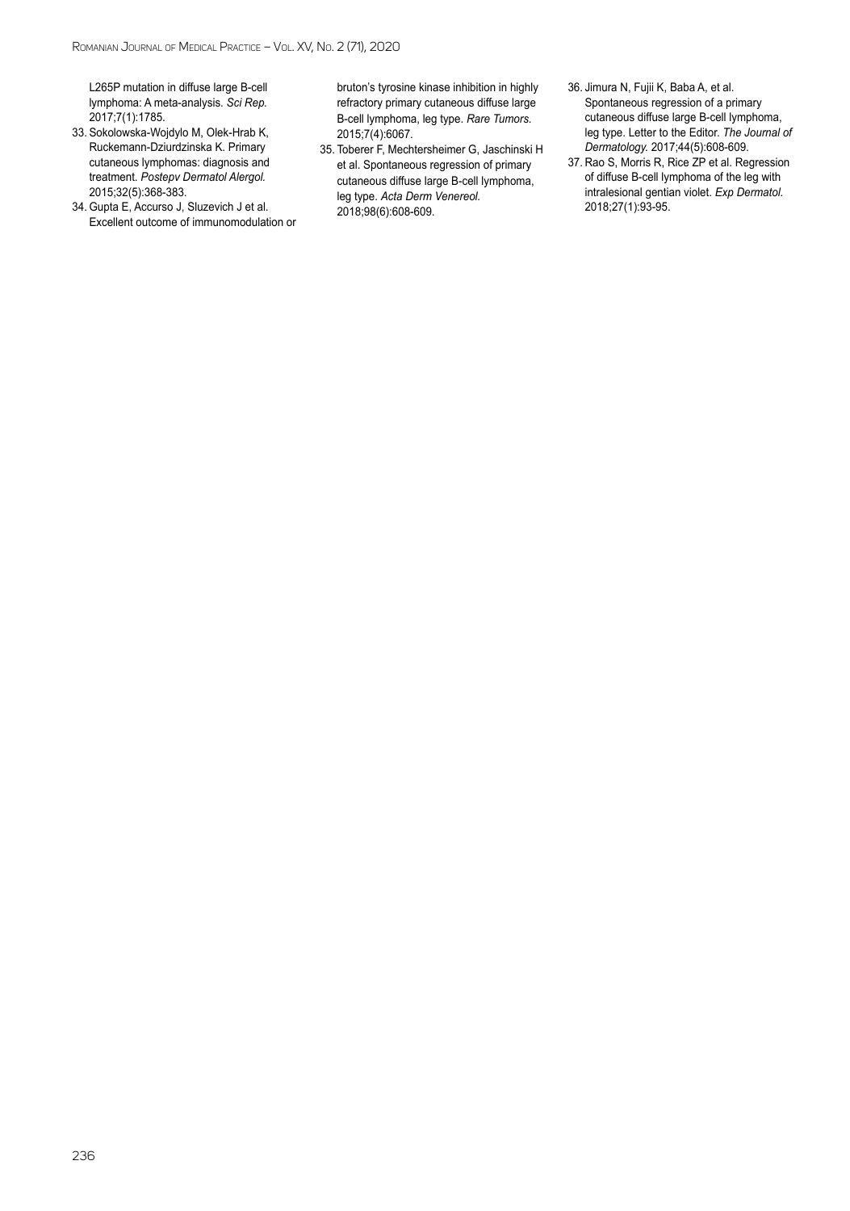L265P mutation in diffuse large B-cell lymphoma: A meta-analysis. *Sci Rep.* 2017;7(1):1785.

33. Sokolowska-Wojdylo M, Olek-Hrab K, Ruckemann-Dziurdzinska K. Primary cutaneous lymphomas: diagnosis and treatment. *Postepv Dermatol Alergol.* 2015;32(5):368-383.
34. Gupta E, Accurso J, Sluzevich J et al. Excellent outcome of immunomodulation or bruton's tyrosine kinase inhibition in highly refractory primary cutaneous diffuse large B-cell lymphoma, leg type. *Rare Tumors.* 2015;7(4):6067.
35. Toberer F, Mechtersheimer G, Jaschinski H et al. Spontaneous regression of primary cutaneous diffuse large B-cell lymphoma, leg type. *Acta Derm Venereol.* 2018;98(6):608-609.
36. Jimura N, Fujii K, Baba A, et al. Spontaneous regression of a primary cutaneous diffuse large B-cell lymphoma, leg type. Letter to the Editor. *The Journal of Dermatology.* 2017;44(5):608-609.
37. Rao S, Morris R, Rice ZP et al. Regression of diffuse B-cell lymphoma of the leg with intralesional gentian violet. *Exp Dermatol.* 2018;27(1):93-95.